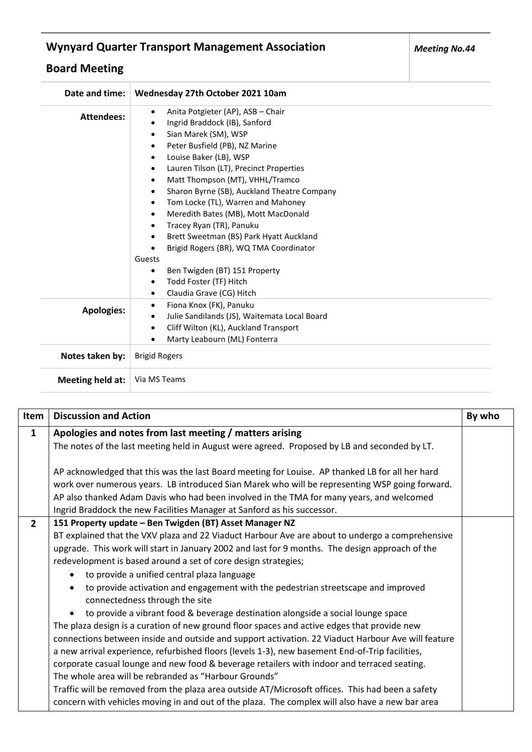# Wynyard Quarter Transport Management Association

## Board Meeting

***Meeting No.44***

| | |
|---|---|
| **Date and time:** | **Wednesday 27th October 2021 10am** |
| **Attendees:** | • Anita Potgieter (AP), ASB – Chair<br>• Ingrid Braddock (IB), Sanford<br>• Sian Marek (SM), WSP<br>• Peter Busfield (PB), NZ Marine<br>• Louise Baker (LB), WSP<br>• Lauren Tilson (LT), Precinct Properties<br>• Matt Thompson (MT), VHHL/Tramco<br>• Sharon Byrne (SB), Auckland Theatre Company<br>• Tom Locke (TL), Warren and Mahoney<br>• Meredith Bates (MB), Mott MacDonald<br>• Tracey Ryan (TR), Panuku<br>• Brett Sweetman (BS) Park Hyatt Auckland<br>• Brigid Rogers (BR), WQ TMA Coordinator<br>Guests<br>• Ben Twigden (BT) 151 Property<br>• Todd Foster (TF) Hitch<br>• Claudia Grave (CG) Hitch |
| **Apologies:** | • Fiona Knox (FK), Panuku<br>• Julie Sandilands (JS), Waitemata Local Board<br>• Cliff Wilton (KL), Auckland Transport<br>• Marty Leabourn (ML) Fonterra |
| **Notes taken by:** | Brigid Rogers |
| **Meeting held at:** | Via MS Teams |

| Item | Discussion and Action | By who |
|---|---|---|
| **1** | **Apologies and notes from last meeting / matters arising**<br>The notes of the last meeting held in August were agreed. Proposed by LB and seconded by LT.<br><br>AP acknowledged that this was the last Board meeting for Louise. AP thanked LB for all her hard work over numerous years. LB introduced Sian Marek who will be representing WSP going forward. AP also thanked Adam Davis who had been involved in the TMA for many years, and welcomed Ingrid Braddock the new Facilities Manager at Sanford as his successor. | |
| **2** | **151 Property update – Ben Twigden (BT) Asset Manager NZ**<br>BT explained that the VXV plaza and 22 Viaduct Harbour Ave are about to undergo a comprehensive upgrade. This work will start in January 2002 and last for 9 months. The design approach of the redevelopment is based around a set of core design strategies;<br>• to provide a unified central plaza language<br>• to provide activation and engagement with the pedestrian streetscape and improved connectedness through the site<br>• to provide a vibrant food & beverage destination alongside a social lounge space<br>The plaza design is a curation of new ground floor spaces and active edges that provide new connections between inside and outside and support activation. 22 Viaduct Harbour Ave will feature a new arrival experience, refurbished floors (levels 1-3), new basement End-of-Trip facilities, corporate casual lounge and new food & beverage retailers with indoor and terraced seating.<br>The whole area will be rebranded as "Harbour Grounds"<br>Traffic will be removed from the plaza area outside AT/Microsoft offices. This had been a safety concern with vehicles moving in and out of the plaza. The complex will also have a new bar area | |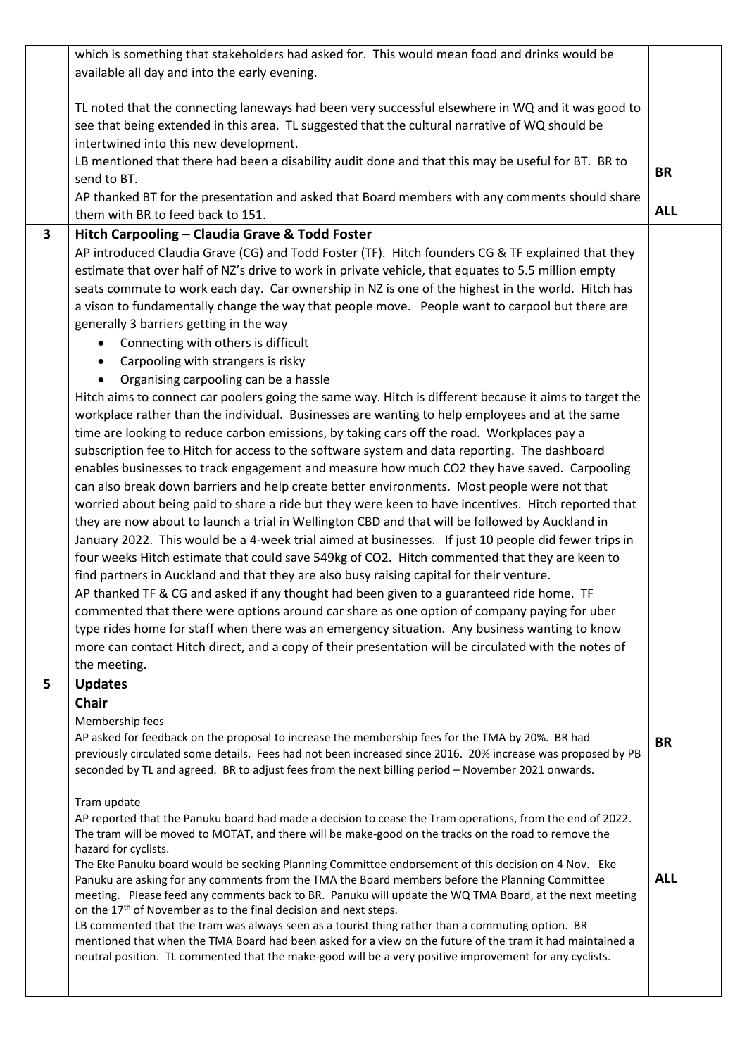| | | |
|---|---|---|
| | which is something that stakeholders had asked for. This would mean food and drinks would be available all day and into the early evening.<br><br>TL noted that the connecting laneways had been very successful elsewhere in WQ and it was good to see that being extended in this area. TL suggested that the cultural narrative of WQ should be intertwined into this new development.<br>LB mentioned that there had been a disability audit done and that this may be useful for BT. BR to send to BT.<br>AP thanked BT for the presentation and asked that Board members with any comments should share them with BR to feed back to 151. | **BR**<br><br>**ALL** |
| **3** | **Hitch Carpooling – Claudia Grave & Todd Foster**<br>AP introduced Claudia Grave (CG) and Todd Foster (TF). Hitch founders CG & TF explained that they estimate that over half of NZ's drive to work in private vehicle, that equates to 5.5 million empty seats commute to work each day. Car ownership in NZ is one of the highest in the world. Hitch has a vison to fundamentally change the way that people move. People want to carpool but there are generally 3 barriers getting in the way<br>• Connecting with others is difficult<br>• Carpooling with strangers is risky<br>• Organising carpooling can be a hassle<br>Hitch aims to connect car poolers going the same way. Hitch is different because it aims to target the workplace rather than the individual. Businesses are wanting to help employees and at the same time are looking to reduce carbon emissions, by taking cars off the road. Workplaces pay a subscription fee to Hitch for access to the software system and data reporting. The dashboard enables businesses to track engagement and measure how much CO2 they have saved. Carpooling can also break down barriers and help create better environments. Most people were not that worried about being paid to share a ride but they were keen to have incentives. Hitch reported that they are now about to launch a trial in Wellington CBD and that will be followed by Auckland in January 2022. This would be a 4-week trial aimed at businesses. If just 10 people did fewer trips in four weeks Hitch estimate that could save 549kg of CO2. Hitch commented that they are keen to find partners in Auckland and that they are also busy raising capital for their venture.<br>AP thanked TF & CG and asked if any thought had been given to a guaranteed ride home. TF commented that there were options around car share as one option of company paying for uber type rides home for staff when there was an emergency situation. Any business wanting to know more can contact Hitch direct, and a copy of their presentation will be circulated with the notes of the meeting. | |
| **5** | **Updates**<br>**Chair**<br>Membership fees<br>AP asked for feedback on the proposal to increase the membership fees for the TMA by 20%. BR had previously circulated some details. Fees had not been increased since 2016. 20% increase was proposed by PB seconded by TL and agreed. BR to adjust fees from the next billing period – November 2021 onwards.<br><br>Tram update<br>AP reported that the Panuku board had made a decision to cease the Tram operations, from the end of 2022. The tram will be moved to MOTAT, and there will be make-good on the tracks on the road to remove the hazard for cyclists.<br>The Eke Panuku board would be seeking Planning Committee endorsement of this decision on 4 Nov. Eke Panuku are asking for any comments from the TMA the Board members before the Planning Committee meeting. Please feed any comments back to BR. Panuku will update the WQ TMA Board, at the next meeting on the 17th of November as to the final decision and next steps.<br>LB commented that the tram was always seen as a tourist thing rather than a commuting option. BR mentioned that when the TMA Board had been asked for a view on the future of the tram it had maintained a neutral position. TL commented that the make-good will be a very positive improvement for any cyclists. | **BR**<br><br><br><br><br><br>**ALL** |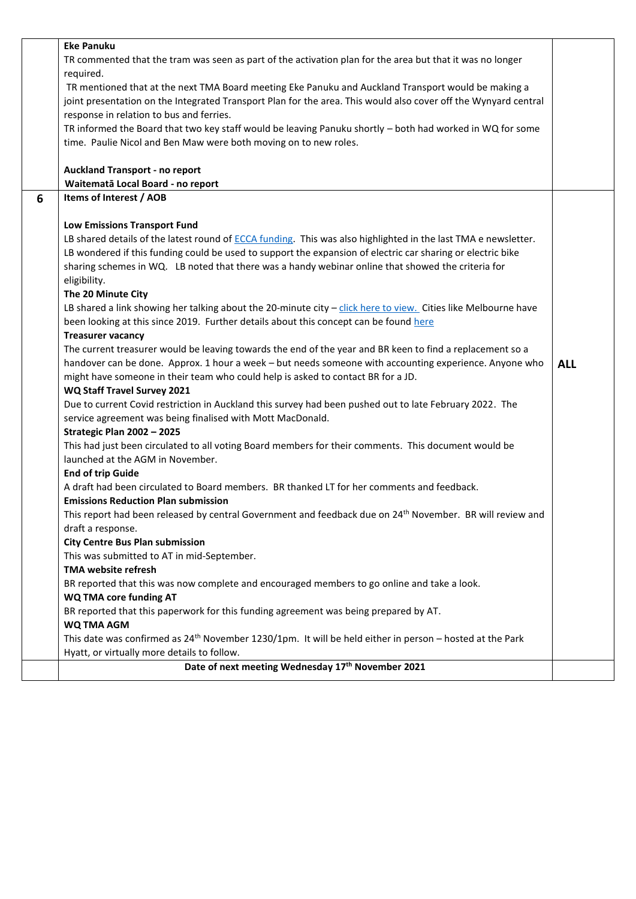| | | |
|---|---|---|
| | **Eke Panuku**<br>TR commented that the tram was seen as part of the activation plan for the area but that it was no longer required.<br>TR mentioned that at the next TMA Board meeting Eke Panuku and Auckland Transport would be making a joint presentation on the Integrated Transport Plan for the area. This would also cover off the Wynyard central response in relation to bus and ferries.<br>TR informed the Board that two key staff would be leaving Panuku shortly – both had worked in WQ for some time. Paulie Nicol and Ben Maw were both moving on to new roles.<br><br>**Auckland Transport - no report**<br>**Waitematā Local Board - no report** | |
| **6** | **Items of Interest / AOB**<br><br>**Low Emissions Transport Fund**<br>LB shared details of the latest round of ECCA funding. This was also highlighted in the last TMA e newsletter. LB wondered if this funding could be used to support the expansion of electric car sharing or electric bike sharing schemes in WQ. LB noted that there was a handy webinar online that showed the criteria for eligibility.<br>**The 20 Minute City**<br>LB shared a link showing her talking about the 20-minute city – click here to view. Cities like Melbourne have been looking at this since 2019. Further details about this concept can be found here<br>**Treasurer vacancy**<br>The current treasurer would be leaving towards the end of the year and BR keen to find a replacement so a handover can be done. Approx. 1 hour a week – but needs someone with accounting experience. Anyone who might have someone in their team who could help is asked to contact BR for a JD.<br>**WQ Staff Travel Survey 2021**<br>Due to current Covid restriction in Auckland this survey had been pushed out to late February 2022. The service agreement was being finalised with Mott MacDonald.<br>**Strategic Plan 2002 – 2025**<br>This had just been circulated to all voting Board members for their comments. This document would be launched at the AGM in November.<br>**End of trip Guide**<br>A draft had been circulated to Board members. BR thanked LT for her comments and feedback.<br>**Emissions Reduction Plan submission**<br>This report had been released by central Government and feedback due on 24th November. BR will review and draft a response.<br>**City Centre Bus Plan submission**<br>This was submitted to AT in mid-September.<br>**TMA website refresh**<br>BR reported that this was now complete and encouraged members to go online and take a look.<br>**WQ TMA core funding AT**<br>BR reported that this paperwork for this funding agreement was being prepared by AT.<br>**WQ TMA AGM**<br>This date was confirmed as 24th November 1230/1pm. It will be held either in person – hosted at the Park Hyatt, or virtually more details to follow. | **ALL** |
| | **Date of next meeting Wednesday 17th November 2021** | |